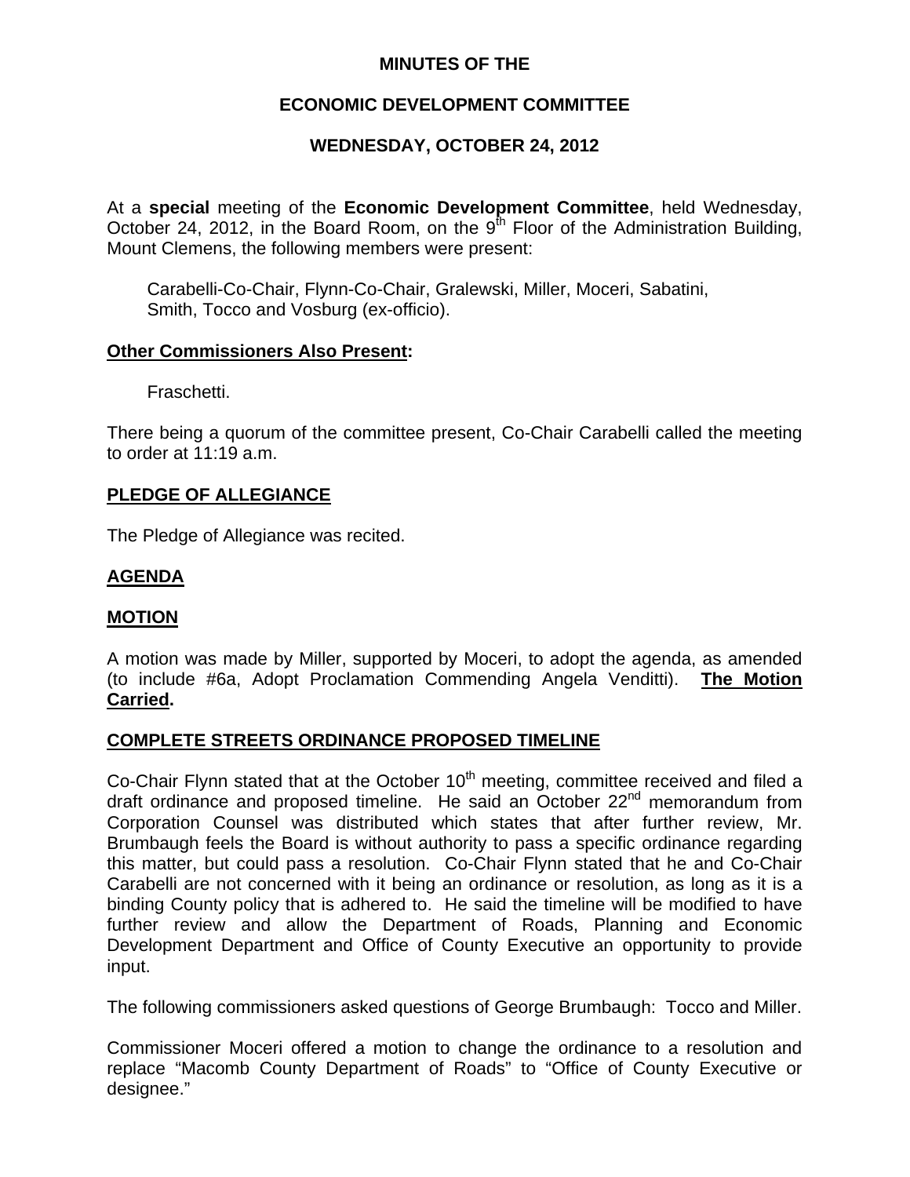# MINUTES OF THE

# ECONOMIC DEVELOPMENT COMMITTEE

# WEDNESDAY, OCTOBER 24, 2012

At a **special** meeting of the **Economic Development Committee**, held Wednesday, October 24, 2012, in the Board Room, on the 9th Floor of the Administration Building, Mount Clemens, the following members were present:

> Carabelli-Co-Chair, Flynn-Co-Chair, Gralewski, Miller, Moceri, Sabatini, Smith, Tocco and Vosburg (ex-officio).

**Other Commissioners Also Present:**

> Fraschetti.

There being a quorum of the committee present, Co-Chair Carabelli called the meeting to order at 11:19 a.m.

## PLEDGE OF ALLEGIANCE

The Pledge of Allegiance was recited.

## AGENDA

## MOTION

A motion was made by Miller, supported by Moceri, to adopt the agenda, as amended (to include #6a, Adopt Proclamation Commending Angela Venditti). **The Motion Carried.**

## COMPLETE STREETS ORDINANCE PROPOSED TIMELINE

Co-Chair Flynn stated that at the October 10th meeting, committee received and filed a draft ordinance and proposed timeline. He said an October 22nd memorandum from Corporation Counsel was distributed which states that after further review, Mr. Brumbaugh feels the Board is without authority to pass a specific ordinance regarding this matter, but could pass a resolution. Co-Chair Flynn stated that he and Co-Chair Carabelli are not concerned with it being an ordinance or resolution, as long as it is a binding County policy that is adhered to. He said the timeline will be modified to have further review and allow the Department of Roads, Planning and Economic Development Department and Office of County Executive an opportunity to provide input.

The following commissioners asked questions of George Brumbaugh: Tocco and Miller.

Commissioner Moceri offered a motion to change the ordinance to a resolution and replace "Macomb County Department of Roads" to "Office of County Executive or designee."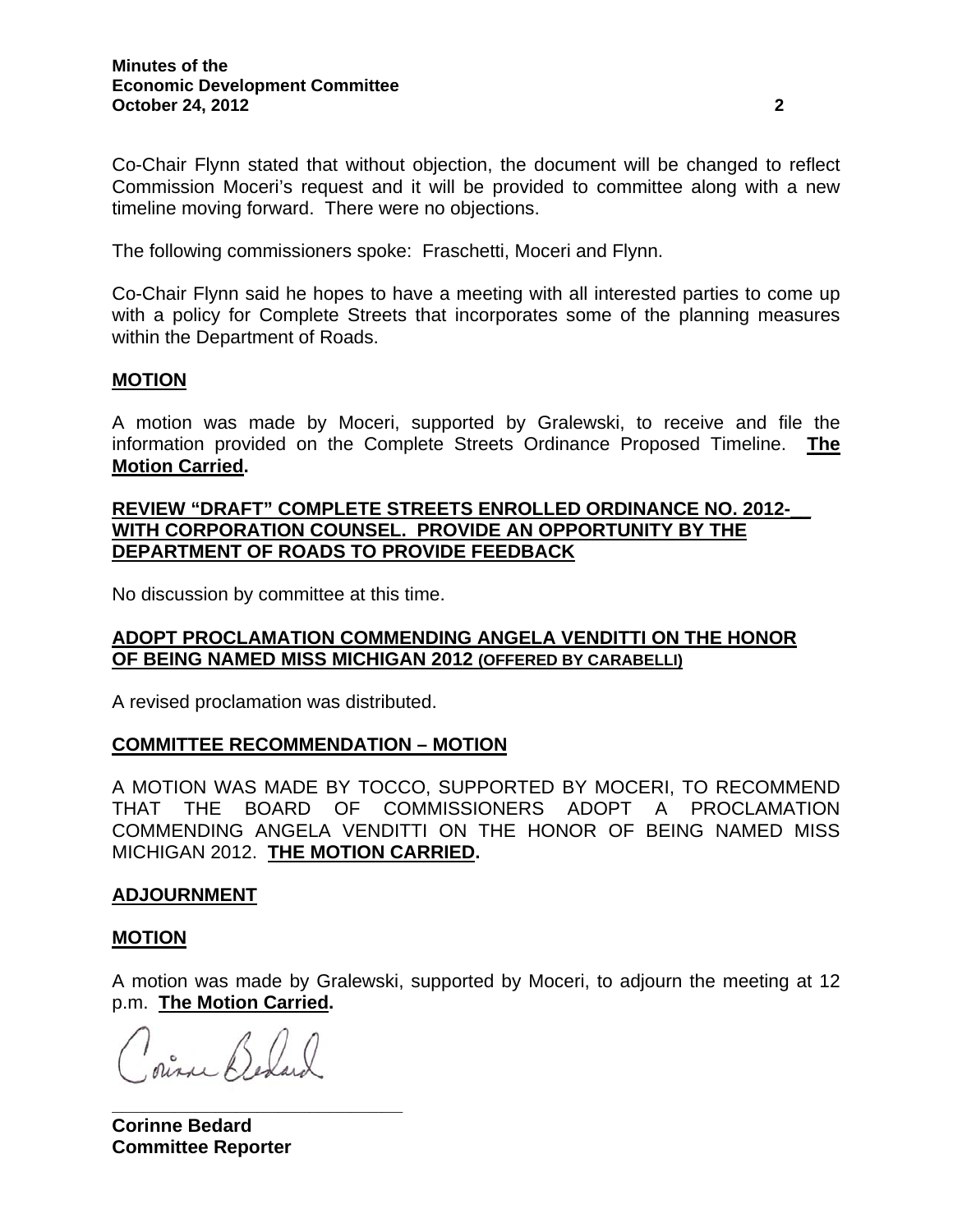Co-Chair Flynn stated that without objection, the document will be changed to reflect Commission Moceri's request and it will be provided to committee along with a new timeline moving forward. There were no objections.

The following commissioners spoke: Fraschetti, Moceri and Flynn.

Co-Chair Flynn said he hopes to have a meeting with all interested parties to come up with a policy for Complete Streets that incorporates some of the planning measures within the Department of Roads.

**MOTION**

A motion was made by Moceri, supported by Gralewski, to receive and file the information provided on the Complete Streets Ordinance Proposed Timeline. **The Motion Carried.**

**REVIEW "DRAFT" COMPLETE STREETS ENROLLED ORDINANCE NO. 2012-__ WITH CORPORATION COUNSEL. PROVIDE AN OPPORTUNITY BY THE DEPARTMENT OF ROADS TO PROVIDE FEEDBACK**

No discussion by committee at this time.

**ADOPT PROCLAMATION COMMENDING ANGELA VENDITTI ON THE HONOR OF BEING NAMED MISS MICHIGAN 2012 (OFFERED BY CARABELLI)**

A revised proclamation was distributed.

**COMMITTEE RECOMMENDATION – MOTION**

A MOTION WAS MADE BY TOCCO, SUPPORTED BY MOCERI, TO RECOMMEND THAT THE BOARD OF COMMISSIONERS ADOPT A PROCLAMATION COMMENDING ANGELA VENDITTI ON THE HONOR OF BEING NAMED MISS MICHIGAN 2012. **THE MOTION CARRIED.**

**ADJOURNMENT**

**MOTION**

A motion was made by Gralewski, supported by Moceri, to adjourn the meeting at 12 p.m. **The Motion Carried.**

Corinne Bedard

**Corinne Bedard**
**Committee Reporter**